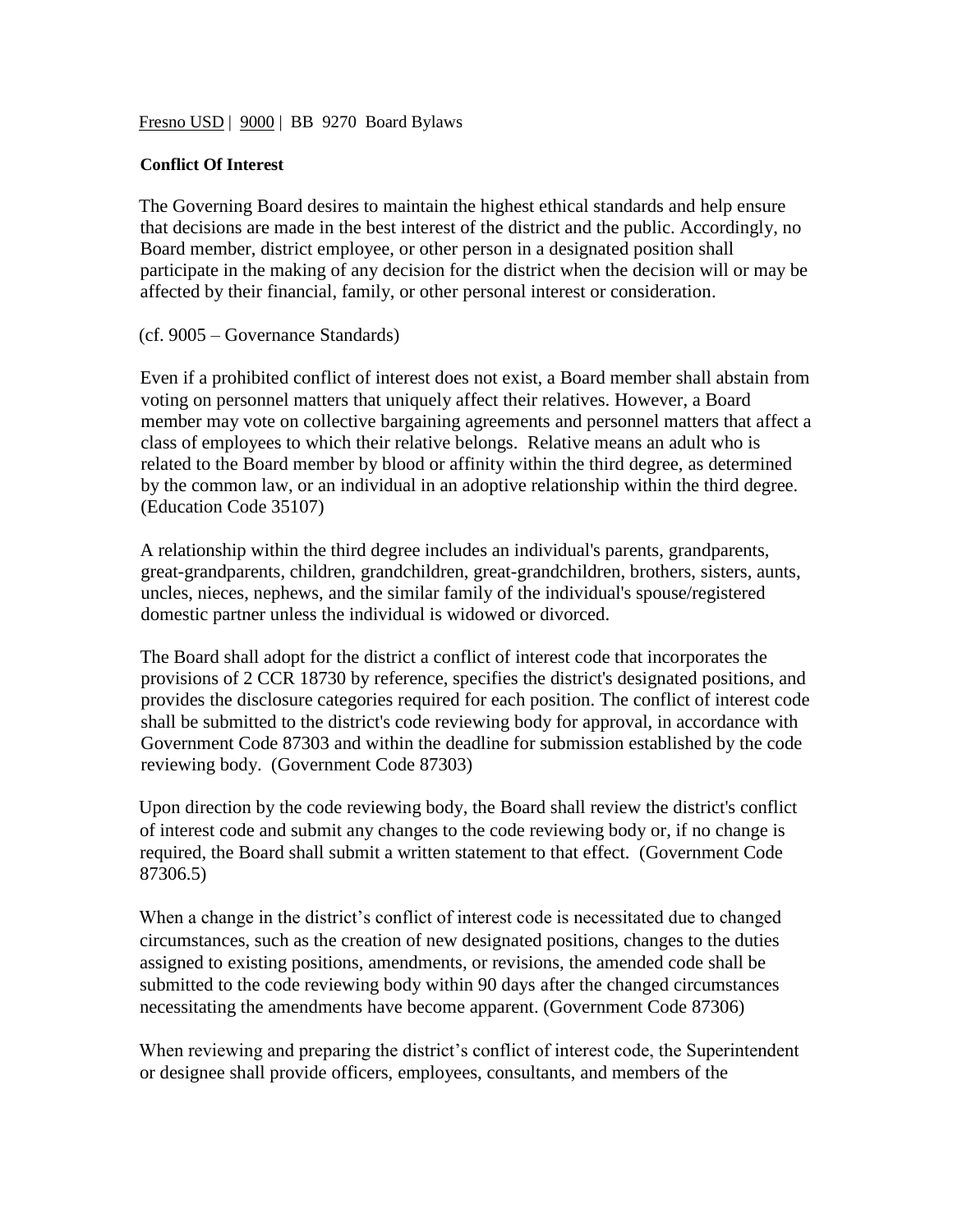Fresno USD | 9000 | BB 9270 Board Bylaws

**Conflict Of Interest**

The Governing Board desires to maintain the highest ethical standards and help ensure that decisions are made in the best interest of the district and the public. Accordingly, no Board member, district employee, or other person in a designated position shall participate in the making of any decision for the district when the decision will or may be affected by their financial, family, or other personal interest or consideration.

(cf. 9005 – Governance Standards)

Even if a prohibited conflict of interest does not exist, a Board member shall abstain from voting on personnel matters that uniquely affect their relatives. However, a Board member may vote on collective bargaining agreements and personnel matters that affect a class of employees to which their relative belongs. Relative means an adult who is related to the Board member by blood or affinity within the third degree, as determined by the common law, or an individual in an adoptive relationship within the third degree. (Education Code 35107)

A relationship within the third degree includes an individual's parents, grandparents, great-grandparents, children, grandchildren, great-grandchildren, brothers, sisters, aunts, uncles, nieces, nephews, and the similar family of the individual's spouse/registered domestic partner unless the individual is widowed or divorced.

The Board shall adopt for the district a conflict of interest code that incorporates the provisions of 2 CCR 18730 by reference, specifies the district's designated positions, and provides the disclosure categories required for each position. The conflict of interest code shall be submitted to the district's code reviewing body for approval, in accordance with Government Code 87303 and within the deadline for submission established by the code reviewing body. (Government Code 87303)

Upon direction by the code reviewing body, the Board shall review the district's conflict of interest code and submit any changes to the code reviewing body or, if no change is required, the Board shall submit a written statement to that effect. (Government Code 87306.5)

When a change in the district's conflict of interest code is necessitated due to changed circumstances, such as the creation of new designated positions, changes to the duties assigned to existing positions, amendments, or revisions, the amended code shall be submitted to the code reviewing body within 90 days after the changed circumstances necessitating the amendments have become apparent. (Government Code 87306)

When reviewing and preparing the district's conflict of interest code, the Superintendent or designee shall provide officers, employees, consultants, and members of the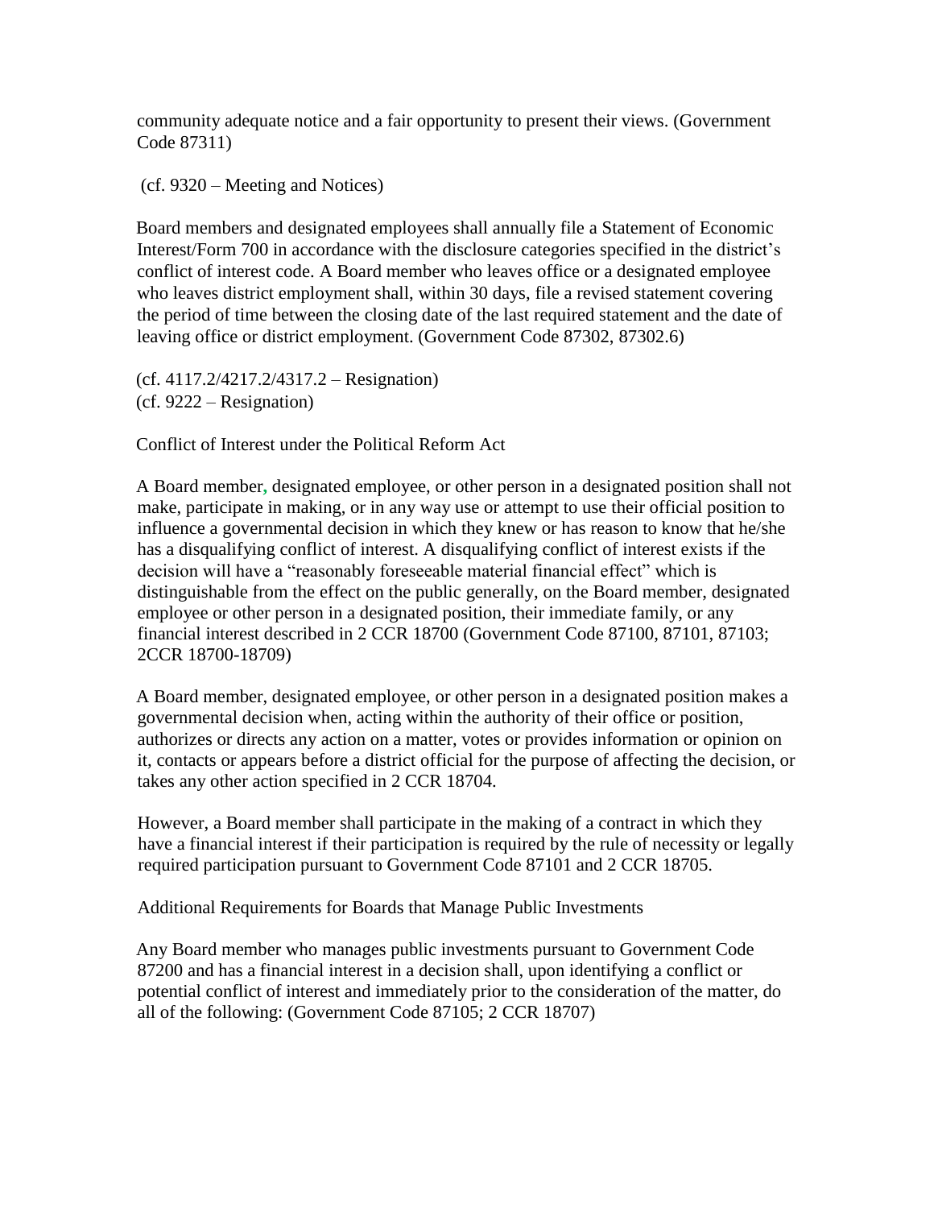community adequate notice and a fair opportunity to present their views. (Government Code 87311)

(cf. 9320 – Meeting and Notices)

Board members and designated employees shall annually file a Statement of Economic Interest/Form 700 in accordance with the disclosure categories specified in the district's conflict of interest code. A Board member who leaves office or a designated employee who leaves district employment shall, within 30 days, file a revised statement covering the period of time between the closing date of the last required statement and the date of leaving office or district employment. (Government Code 87302, 87302.6)

(cf. 4117.2/4217.2/4317.2 – Resignation)
(cf. 9222 – Resignation)

Conflict of Interest under the Political Reform Act

A Board member, designated employee, or other person in a designated position shall not make, participate in making, or in any way use or attempt to use their official position to influence a governmental decision in which they knew or has reason to know that he/she has a disqualifying conflict of interest. A disqualifying conflict of interest exists if the decision will have a "reasonably foreseeable material financial effect" which is distinguishable from the effect on the public generally, on the Board member, designated employee or other person in a designated position, their immediate family, or any financial interest described in 2 CCR 18700 (Government Code 87100, 87101, 87103; 2CCR 18700-18709)

A Board member, designated employee, or other person in a designated position makes a governmental decision when, acting within the authority of their office or position, authorizes or directs any action on a matter, votes or provides information or opinion on it, contacts or appears before a district official for the purpose of affecting the decision, or takes any other action specified in 2 CCR 18704.

However, a Board member shall participate in the making of a contract in which they have a financial interest if their participation is required by the rule of necessity or legally required participation pursuant to Government Code 87101 and 2 CCR 18705.

Additional Requirements for Boards that Manage Public Investments

Any Board member who manages public investments pursuant to Government Code 87200 and has a financial interest in a decision shall, upon identifying a conflict or potential conflict of interest and immediately prior to the consideration of the matter, do all of the following: (Government Code 87105; 2 CCR 18707)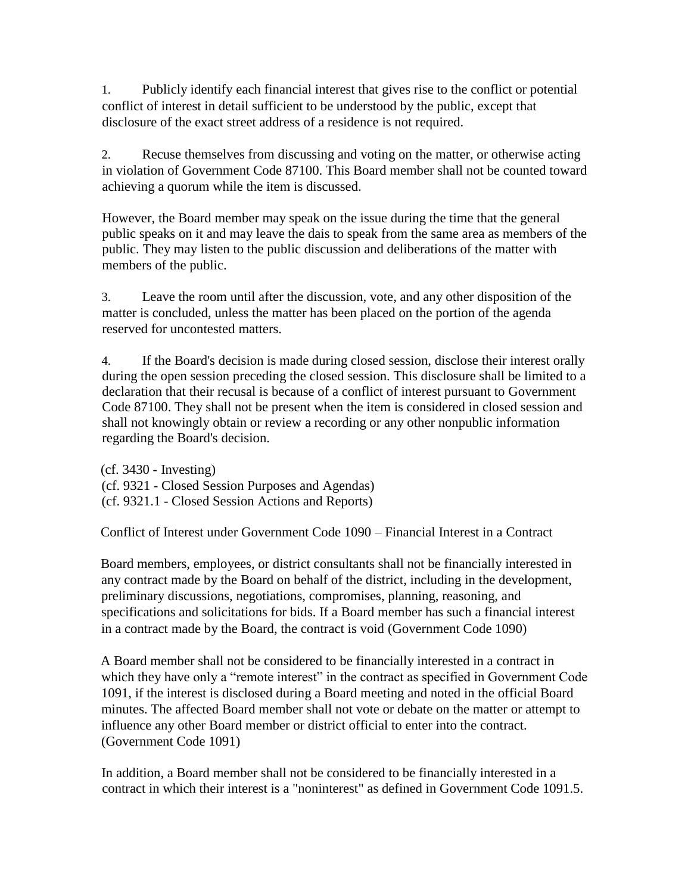1. Publicly identify each financial interest that gives rise to the conflict or potential conflict of interest in detail sufficient to be understood by the public, except that disclosure of the exact street address of a residence is not required.

2. Recuse themselves from discussing and voting on the matter, or otherwise acting in violation of Government Code 87100. This Board member shall not be counted toward achieving a quorum while the item is discussed.

   However, the Board member may speak on the issue during the time that the general public speaks on it and may leave the dais to speak from the same area as members of the public. They may listen to the public discussion and deliberations of the matter with members of the public.

3. Leave the room until after the discussion, vote, and any other disposition of the matter is concluded, unless the matter has been placed on the portion of the agenda reserved for uncontested matters.

4. If the Board's decision is made during closed session, disclose their interest orally during the open session preceding the closed session. This disclosure shall be limited to a declaration that their recusal is because of a conflict of interest pursuant to Government Code 87100. They shall not be present when the item is considered in closed session and shall not knowingly obtain or review a recording or any other nonpublic information regarding the Board's decision.

(cf. 3430 - Investing)
(cf. 9321 - Closed Session Purposes and Agendas)
(cf. 9321.1 - Closed Session Actions and Reports)

Conflict of Interest under Government Code 1090 – Financial Interest in a Contract

Board members, employees, or district consultants shall not be financially interested in any contract made by the Board on behalf of the district, including in the development, preliminary discussions, negotiations, compromises, planning, reasoning, and specifications and solicitations for bids. If a Board member has such a financial interest in a contract made by the Board, the contract is void (Government Code 1090)

A Board member shall not be considered to be financially interested in a contract in which they have only a "remote interest" in the contract as specified in Government Code 1091, if the interest is disclosed during a Board meeting and noted in the official Board minutes. The affected Board member shall not vote or debate on the matter or attempt to influence any other Board member or district official to enter into the contract. (Government Code 1091)

In addition, a Board member shall not be considered to be financially interested in a contract in which their interest is a "noninterest" as defined in Government Code 1091.5.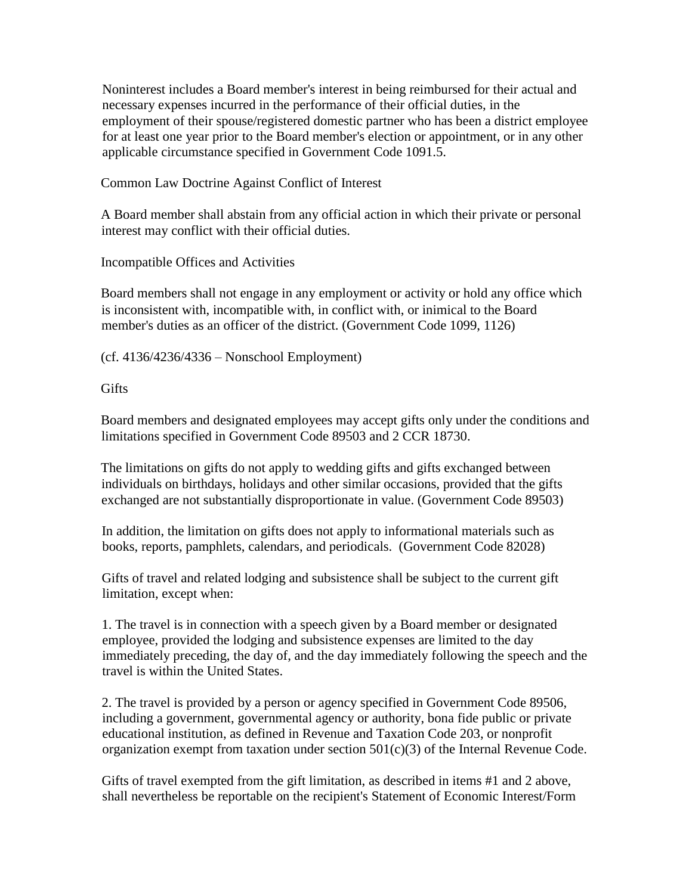Noninterest includes a Board member's interest in being reimbursed for their actual and necessary expenses incurred in the performance of their official duties, in the employment of their spouse/registered domestic partner who has been a district employee for at least one year prior to the Board member's election or appointment, or in any other applicable circumstance specified in Government Code 1091.5.

### Common Law Doctrine Against Conflict of Interest

A Board member shall abstain from any official action in which their private or personal interest may conflict with their official duties.

### Incompatible Offices and Activities

Board members shall not engage in any employment or activity or hold any office which is inconsistent with, incompatible with, in conflict with, or inimical to the Board member's duties as an officer of the district. (Government Code 1099, 1126)

(cf. 4136/4236/4336 – Nonschool Employment)

### Gifts

Board members and designated employees may accept gifts only under the conditions and limitations specified in Government Code 89503 and 2 CCR 18730.

The limitations on gifts do not apply to wedding gifts and gifts exchanged between individuals on birthdays, holidays and other similar occasions, provided that the gifts exchanged are not substantially disproportionate in value. (Government Code 89503)

In addition, the limitation on gifts does not apply to informational materials such as books, reports, pamphlets, calendars, and periodicals. (Government Code 82028)

Gifts of travel and related lodging and subsistence shall be subject to the current gift limitation, except when:

1. The travel is in connection with a speech given by a Board member or designated employee, provided the lodging and subsistence expenses are limited to the day immediately preceding, the day of, and the day immediately following the speech and the travel is within the United States.

2. The travel is provided by a person or agency specified in Government Code 89506, including a government, governmental agency or authority, bona fide public or private educational institution, as defined in Revenue and Taxation Code 203, or nonprofit organization exempt from taxation under section 501(c)(3) of the Internal Revenue Code.

Gifts of travel exempted from the gift limitation, as described in items #1 and 2 above, shall nevertheless be reportable on the recipient's Statement of Economic Interest/Form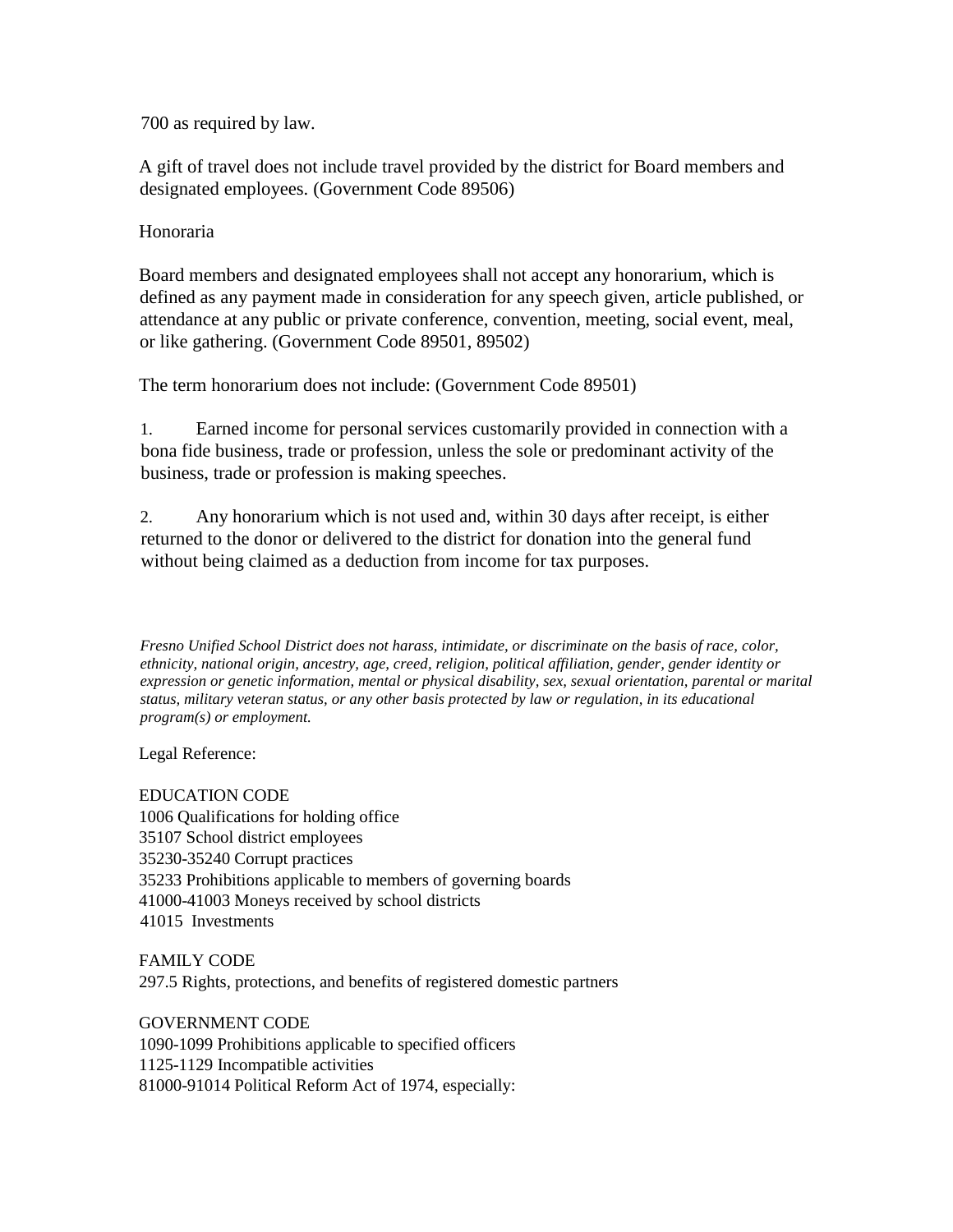700 as required by law.

A gift of travel does not include travel provided by the district for Board members and designated employees. (Government Code 89506)

Honoraria

Board members and designated employees shall not accept any honorarium, which is defined as any payment made in consideration for any speech given, article published, or attendance at any public or private conference, convention, meeting, social event, meal, or like gathering. (Government Code 89501, 89502)

The term honorarium does not include: (Government Code 89501)

1. Earned income for personal services customarily provided in connection with a bona fide business, trade or profession, unless the sole or predominant activity of the business, trade or profession is making speeches.

2. Any honorarium which is not used and, within 30 days after receipt, is either returned to the donor or delivered to the district for donation into the general fund without being claimed as a deduction from income for tax purposes.

*Fresno Unified School District does not harass, intimidate, or discriminate on the basis of race, color, ethnicity, national origin, ancestry, age, creed, religion, political affiliation, gender, gender identity or expression or genetic information, mental or physical disability, sex, sexual orientation, parental or marital status, military veteran status, or any other basis protected by law or regulation, in its educational program(s) or employment.*

Legal Reference:

EDUCATION CODE
1006 Qualifications for holding office
35107 School district employees
35230-35240 Corrupt practices
35233 Prohibitions applicable to members of governing boards
41000-41003 Moneys received by school districts
41015 Investments

FAMILY CODE
297.5 Rights, protections, and benefits of registered domestic partners

GOVERNMENT CODE
1090-1099 Prohibitions applicable to specified officers
1125-1129 Incompatible activities
81000-91014 Political Reform Act of 1974, especially: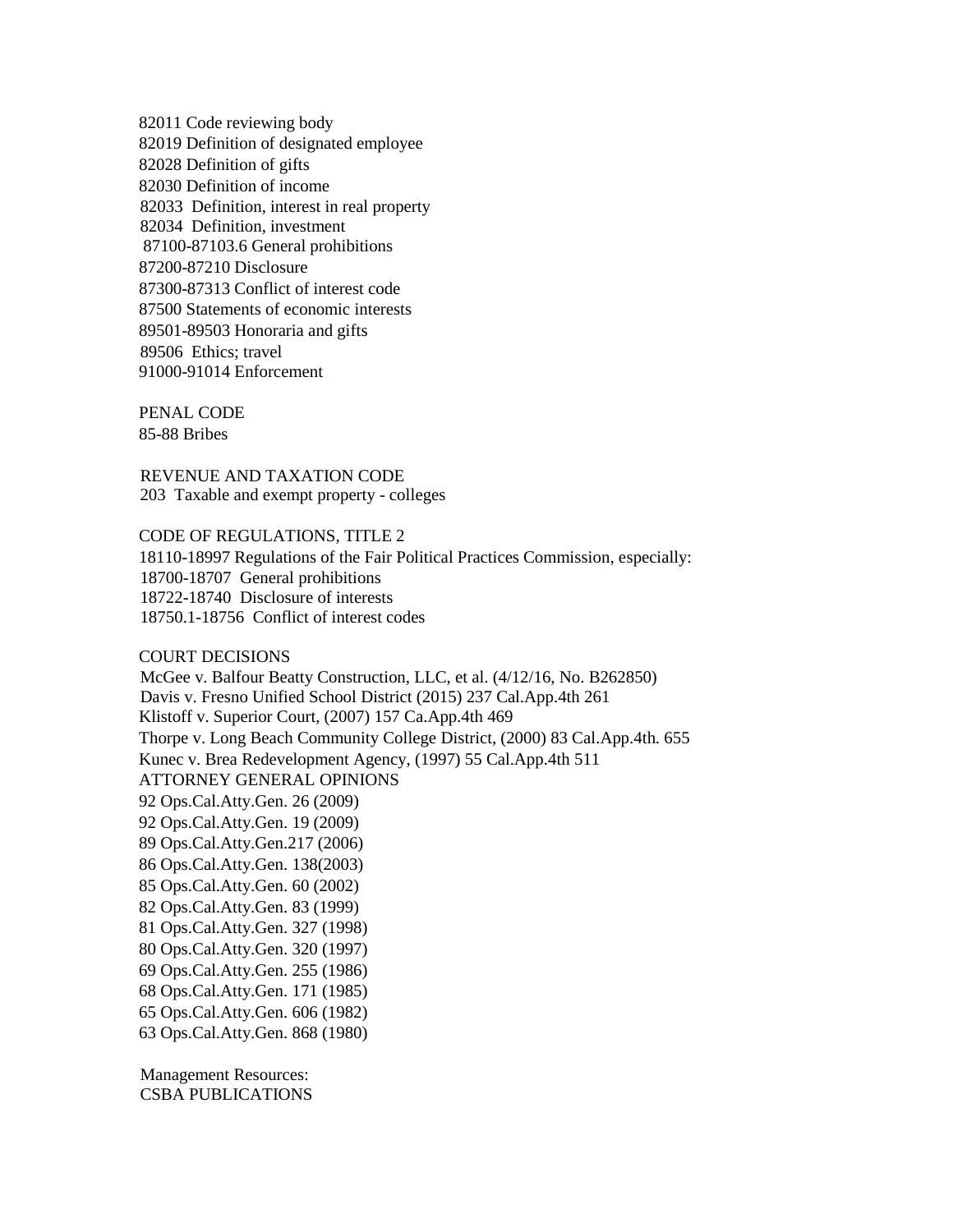82011 Code reviewing body
82019 Definition of designated employee
82028 Definition of gifts
82030 Definition of income
82033 Definition, interest in real property
82034 Definition, investment
87100-87103.6 General prohibitions
87200-87210 Disclosure
87300-87313 Conflict of interest code
87500 Statements of economic interests
89501-89503 Honoraria and gifts
89506 Ethics; travel
91000-91014 Enforcement

PENAL CODE
85-88 Bribes

REVENUE AND TAXATION CODE
203 Taxable and exempt property - colleges

CODE OF REGULATIONS, TITLE 2
18110-18997 Regulations of the Fair Political Practices Commission, especially:
18700-18707 General prohibitions
18722-18740 Disclosure of interests
18750.1-18756 Conflict of interest codes

COURT DECISIONS
McGee v. Balfour Beatty Construction, LLC, et al. (4/12/16, No. B262850)
Davis v. Fresno Unified School District (2015) 237 Cal.App.4th 261
Klistoff v. Superior Court, (2007) 157 Ca.App.4th 469
Thorpe v. Long Beach Community College District, (2000) 83 Cal.App.4th. 655
Kunec v. Brea Redevelopment Agency, (1997) 55 Cal.App.4th 511
ATTORNEY GENERAL OPINIONS
92 Ops.Cal.Atty.Gen. 26 (2009)
92 Ops.Cal.Atty.Gen. 19 (2009)
89 Ops.Cal.Atty.Gen.217 (2006)
86 Ops.Cal.Atty.Gen. 138(2003)
85 Ops.Cal.Atty.Gen. 60 (2002)
82 Ops.Cal.Atty.Gen. 83 (1999)
81 Ops.Cal.Atty.Gen. 327 (1998)
80 Ops.Cal.Atty.Gen. 320 (1997)
69 Ops.Cal.Atty.Gen. 255 (1986)
68 Ops.Cal.Atty.Gen. 171 (1985)
65 Ops.Cal.Atty.Gen. 606 (1982)
63 Ops.Cal.Atty.Gen. 868 (1980)

Management Resources:
CSBA PUBLICATIONS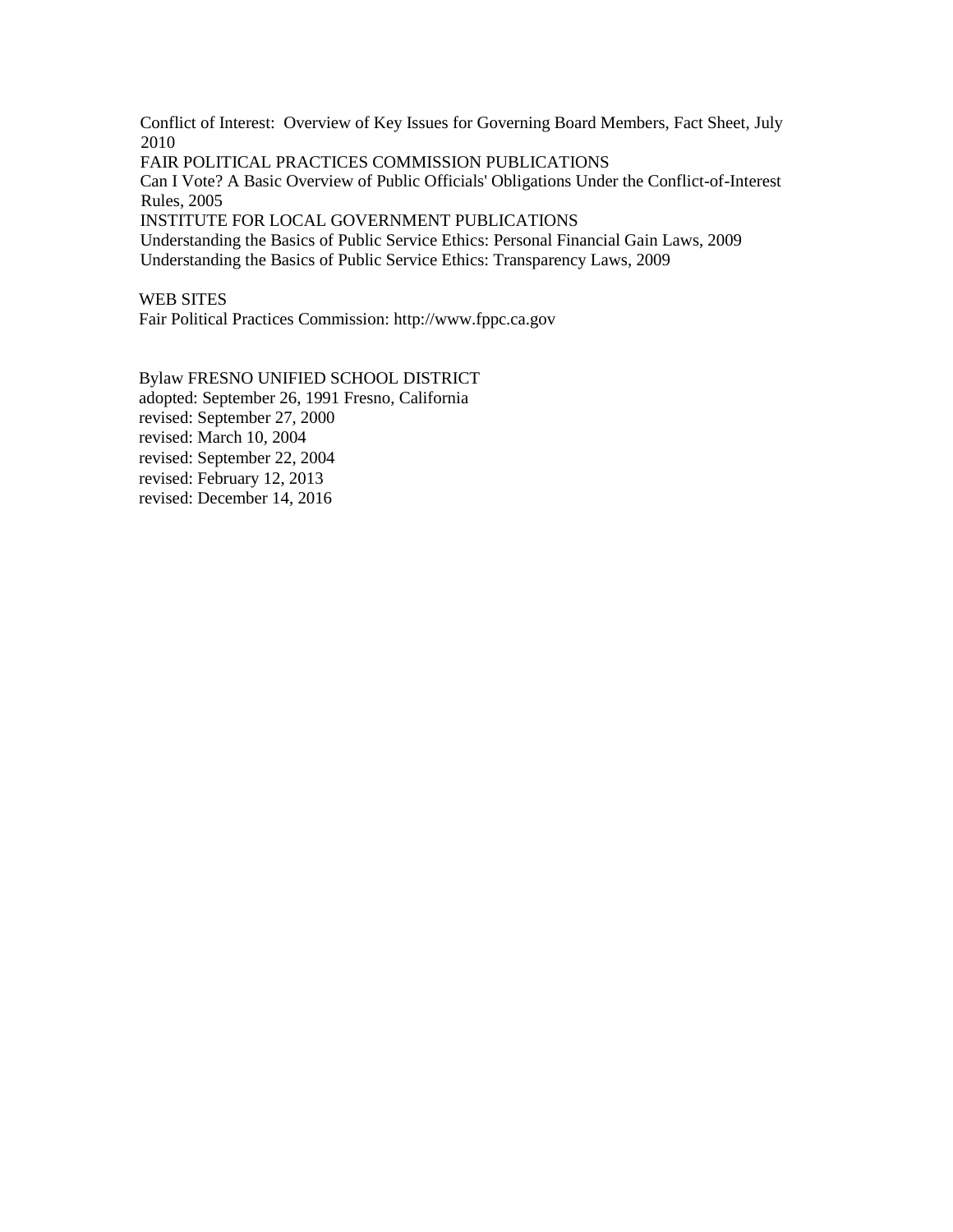Conflict of Interest: Overview of Key Issues for Governing Board Members, Fact Sheet, July 2010

FAIR POLITICAL PRACTICES COMMISSION PUBLICATIONS

Can I Vote? A Basic Overview of Public Officials' Obligations Under the Conflict-of-Interest Rules, 2005

INSTITUTE FOR LOCAL GOVERNMENT PUBLICATIONS

Understanding the Basics of Public Service Ethics: Personal Financial Gain Laws, 2009

Understanding the Basics of Public Service Ethics: Transparency Laws, 2009

WEB SITES

Fair Political Practices Commission: http://www.fppc.ca.gov

Bylaw FRESNO UNIFIED SCHOOL DISTRICT

adopted: September 26, 1991 Fresno, California

revised: September 27, 2000

revised: March 10, 2004

revised: September 22, 2004

revised: February 12, 2013

revised: December 14, 2016